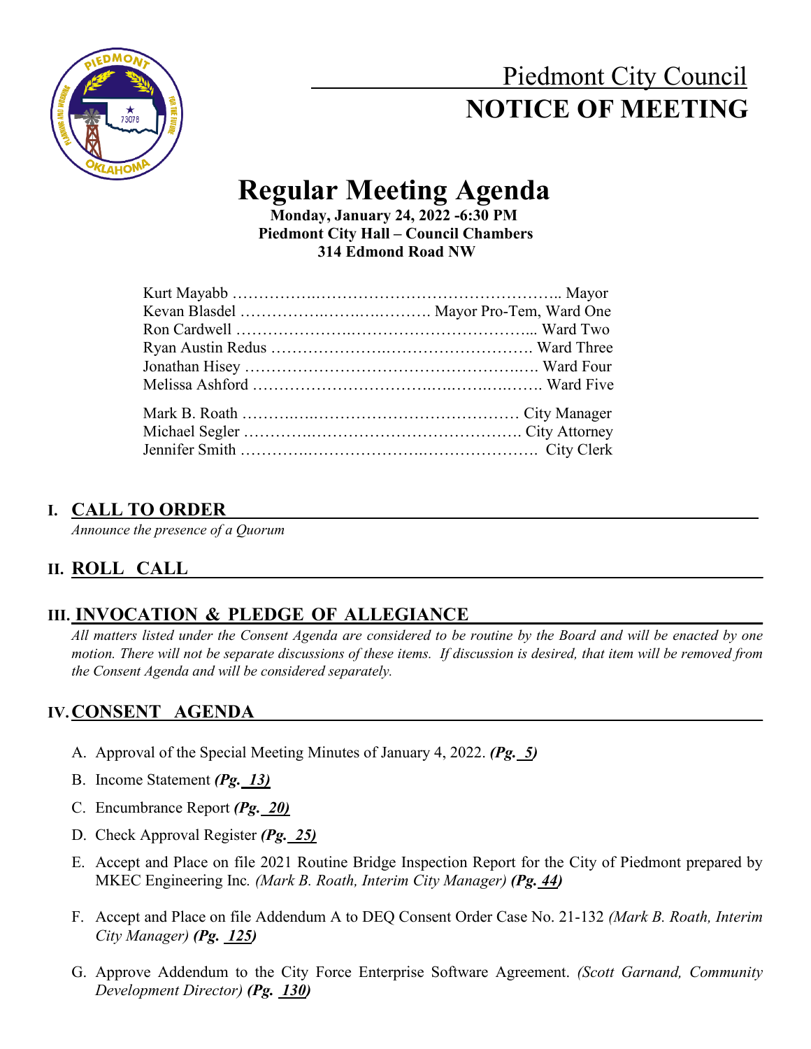# Piedmont City Council
# NOTICE OF MEETING

# Regular Meeting Agenda

**Monday, January 24, 2022 -6:30 PM**
**Piedmont City Hall – Council Chambers**
**314 Edmond Road NW**

Kurt Mayabb …………………………………………………….. Mayor
Kevan Blasdel ……………………………. Mayor Pro-Tem, Ward One
Ron Cardwell ……………………………………………... Ward Two
Ryan Austin Redus …………………………………………. Ward Three
Jonathan Hisey ……………………………………………. Ward Four
Melissa Ashford ………………………………………………. Ward Five

Mark B. Roath ……………………………………………… City Manager
Michael Segler ……………………………………………. City Attorney
Jennifer Smith ………………………………………………. City Clerk

## I. CALL TO ORDER

*Announce the presence of a Quorum*

## II. ROLL CALL

## III. INVOCATION & PLEDGE OF ALLEGIANCE

*All matters listed under the Consent Agenda are considered to be routine by the Board and will be enacted by one motion. There will not be separate discussions of these items. If discussion is desired, that item will be removed from the Consent Agenda and will be considered separately.*

## IV. CONSENT AGENDA

A. Approval of the Special Meeting Minutes of January 4, 2022. ***(Pg. 5)***

B. Income Statement ***(Pg. 13)***

C. Encumbrance Report ***(Pg. 20)***

D. Check Approval Register ***(Pg. 25)***

E. Accept and Place on file 2021 Routine Bridge Inspection Report for the City of Piedmont prepared by MKEC Engineering Inc. *(Mark B. Roath, Interim City Manager)* ***(Pg. 44)***

F. Accept and Place on file Addendum A to DEQ Consent Order Case No. 21-132 *(Mark B. Roath, Interim City Manager)* ***(Pg. 125)***

G. Approve Addendum to the City Force Enterprise Software Agreement. *(Scott Garnand, Community Development Director)* ***(Pg. 130)***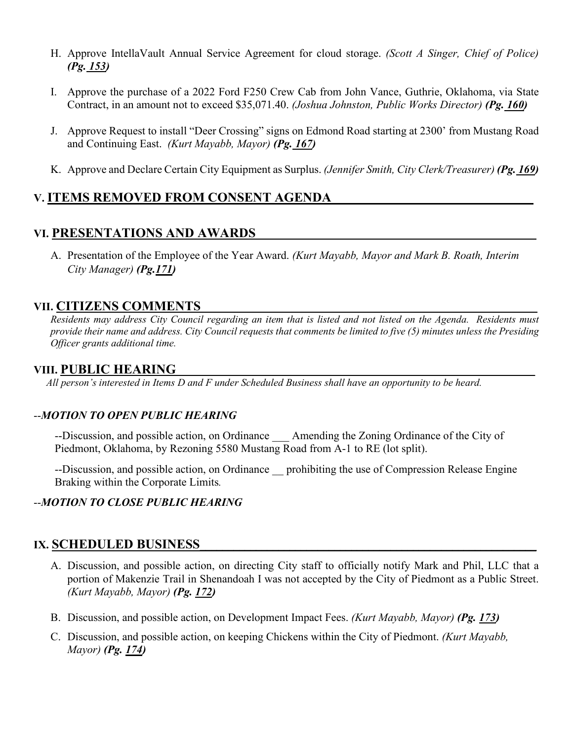H. Approve IntellaVault Annual Service Agreement for cloud storage. *(Scott A Singer, Chief of Police)* ***(Pg. 153)***

I. Approve the purchase of a 2022 Ford F250 Crew Cab from John Vance, Guthrie, Oklahoma, via State Contract, in an amount not to exceed $35,071.40. *(Joshua Johnston, Public Works Director)* ***(Pg. 160)***

J. Approve Request to install "Deer Crossing" signs on Edmond Road starting at 2300' from Mustang Road and Continuing East. *(Kurt Mayabb, Mayor)* ***(Pg. 167)***

K. Approve and Declare Certain City Equipment as Surplus. *(Jennifer Smith, City Clerk/Treasurer)* ***(Pg. 169)***

## V. ITEMS REMOVED FROM CONSENT AGENDA

## VI. PRESENTATIONS AND AWARDS

A. Presentation of the Employee of the Year Award. *(Kurt Mayabb, Mayor and Mark B. Roath, Interim City Manager)* ***(Pg.171)***

## VII. CITIZENS COMMENTS

*Residents may address City Council regarding an item that is listed and not listed on the Agenda. Residents must provide their name and address. City Council requests that comments be limited to five (5) minutes unless the Presiding Officer grants additional time.*

## VIII. PUBLIC HEARING

*All person's interested in Items D and F under Scheduled Business shall have an opportunity to be heard.*

--***MOTION TO OPEN PUBLIC HEARING***

--Discussion, and possible action, on Ordinance ___ Amending the Zoning Ordinance of the City of Piedmont, Oklahoma, by Rezoning 5580 Mustang Road from A-1 to RE (lot split).

--Discussion, and possible action, on Ordinance __ prohibiting the use of Compression Release Engine Braking within the Corporate Limits*.*

--***MOTION TO CLOSE PUBLIC HEARING***

## IX. SCHEDULED BUSINESS

A. Discussion, and possible action, on directing City staff to officially notify Mark and Phil, LLC that a portion of Makenzie Trail in Shenandoah I was not accepted by the City of Piedmont as a Public Street. *(Kurt Mayabb, Mayor)* ***(Pg. 172)***

B. Discussion, and possible action, on Development Impact Fees. *(Kurt Mayabb, Mayor)* ***(Pg. 173)***

C. Discussion, and possible action, on keeping Chickens within the City of Piedmont. *(Kurt Mayabb, Mayor)* ***(Pg. 174)***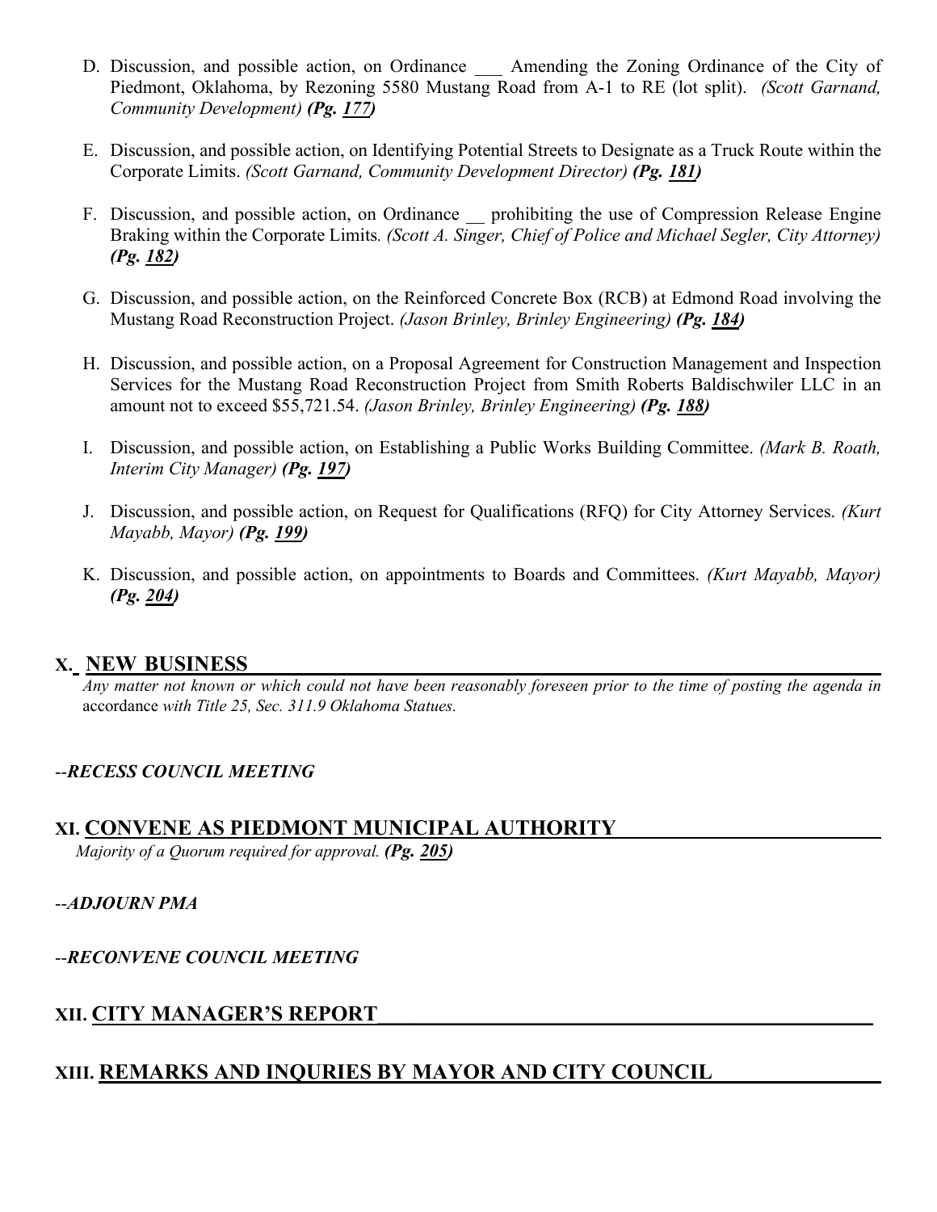D. Discussion, and possible action, on Ordinance ___ Amending the Zoning Ordinance of the City of Piedmont, Oklahoma, by Rezoning 5580 Mustang Road from A-1 to RE (lot split). *(Scott Garnand, Community Development)* ***(Pg. 177)***

E. Discussion, and possible action, on Identifying Potential Streets to Designate as a Truck Route within the Corporate Limits. *(Scott Garnand, Community Development Director)* ***(Pg. 181)***

F. Discussion, and possible action, on Ordinance __ prohibiting the use of Compression Release Engine Braking within the Corporate Limits*. (Scott A. Singer, Chief of Police and Michael Segler, City Attorney)* ***(Pg. 182)***

G. Discussion, and possible action, on the Reinforced Concrete Box (RCB) at Edmond Road involving the Mustang Road Reconstruction Project. *(Jason Brinley, Brinley Engineering)* ***(Pg. 184)***

H. Discussion, and possible action, on a Proposal Agreement for Construction Management and Inspection Services for the Mustang Road Reconstruction Project from Smith Roberts Baldischwiler LLC in an amount not to exceed $55,721.54. *(Jason Brinley, Brinley Engineering)* ***(Pg. 188)***

I. Discussion, and possible action, on Establishing a Public Works Building Committee. *(Mark B. Roath, Interim City Manager)* ***(Pg. 197)***

J. Discussion, and possible action, on Request for Qualifications (RFQ) for City Attorney Services. *(Kurt Mayabb, Mayor)* ***(Pg. 199)***

K. Discussion, and possible action, on appointments to Boards and Committees. *(Kurt Mayabb, Mayor)* ***(Pg. 204)***

## X. NEW BUSINESS

*Any matter not known or which could not have been reasonably foreseen prior to the time of posting the agenda in* accordance *with Title 25, Sec. 311.9 Oklahoma Statues.*

--***RECESS COUNCIL MEETING***

## XI. CONVENE AS PIEDMONT MUNICIPAL AUTHORITY

*Majority of a Quorum required for approval.* ***(Pg. 205)***

--***ADJOURN PMA***

--***RECONVENE COUNCIL MEETING***

## XII. CITY MANAGER'S REPORT

## XIII. REMARKS AND INQURIES BY MAYOR AND CITY COUNCIL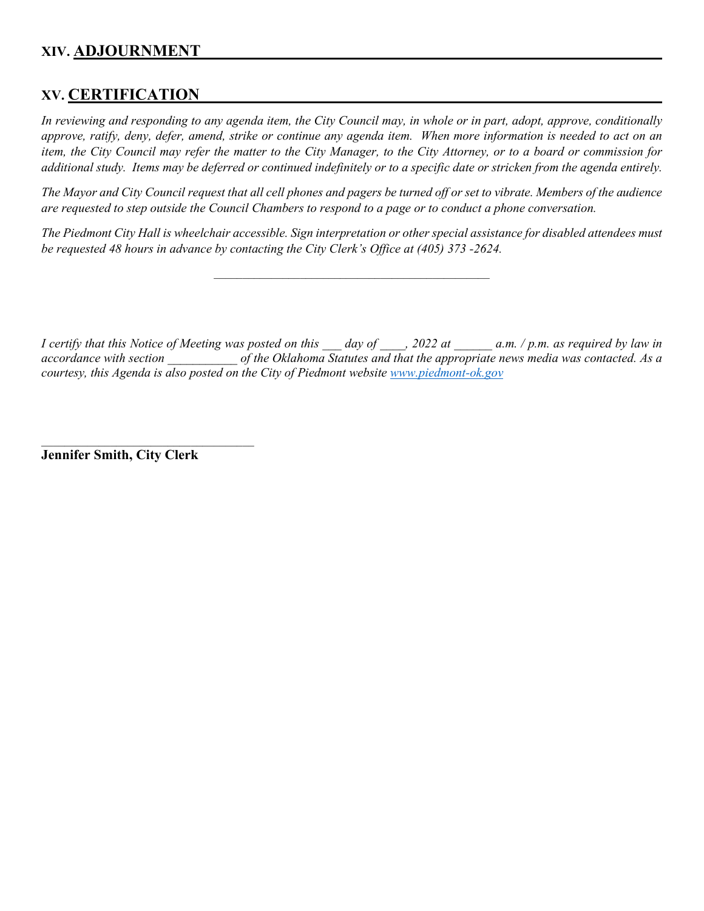## XIV. ADJOURNMENT

## XV. CERTIFICATION

*In reviewing and responding to any agenda item, the City Council may, in whole or in part, adopt, approve, conditionally approve, ratify, deny, defer, amend, strike or continue any agenda item. When more information is needed to act on an item, the City Council may refer the matter to the City Manager, to the City Attorney, or to a board or commission for additional study. Items may be deferred or continued indefinitely or to a specific date or stricken from the agenda entirely.*

*The Mayor and City Council request that all cell phones and pagers be turned off or set to vibrate. Members of the audience are requested to step outside the Council Chambers to respond to a page or to conduct a phone conversation.*

*The Piedmont City Hall is wheelchair accessible. Sign interpretation or other special assistance for disabled attendees must be requested 48 hours in advance by contacting the City Clerk's Office at (405) 373 -2624.*

---

*I certify that this Notice of Meeting was posted on this ___ day of ____, 2022 at ______ a.m. / p.m. as required by law in accordance with section ___________ of the Oklahoma Statutes and that the appropriate news media was contacted. As a courtesy, this Agenda is also posted on the City of Piedmont website [www.piedmont-ok.gov](http://www.piedmont-ok.gov)*

\_\_\_\_\_\_\_\_\_\_\_\_\_\_\_\_\_\_\_\_\_\_\_\_\_\_\_\_\_\_\_\_\_\_

**Jennifer Smith, City Clerk**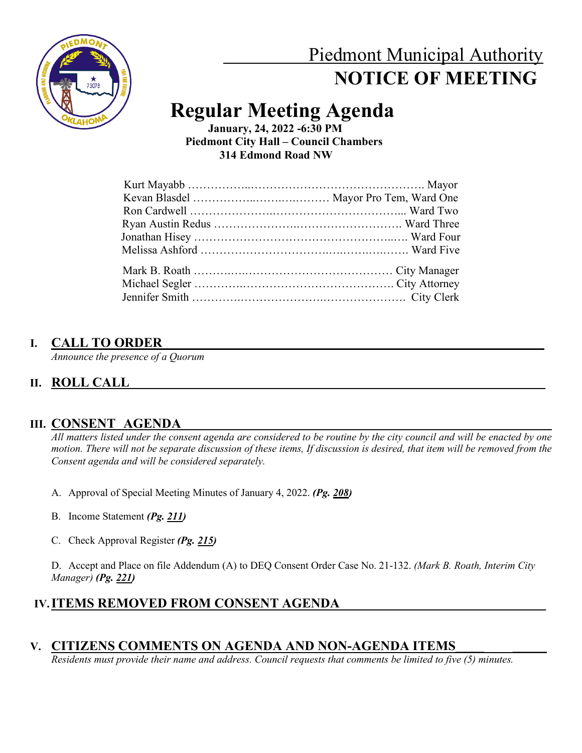# Piedmont Municipal Authority

## NOTICE OF MEETING

# Regular Meeting Agenda

**January, 24, 2022 -6:30 PM**
**Piedmont City Hall – Council Chambers**
**314 Edmond Road NW**

Kurt Mayabb ………………………………………………. Mayor
Kevan Blasdel ……………………………… Mayor Pro Tem, Ward One
Ron Cardwell ………………………………………………... Ward Two
Ryan Austin Redus …………………………………………. Ward Three
Jonathan Hisey …………………………………………..…. Ward Four
Melissa Ashford …………………………………………..……. Ward Five

Mark B. Roath ……………………………………………… City Manager
Michael Segler ……………………………………………. City Attorney
Jennifer Smith …………………………………………………. City Clerk

## I. CALL TO ORDER

*Announce the presence of a Quorum*

## II. ROLL CALL

## III. CONSENT AGENDA

*All matters listed under the consent agenda are considered to be routine by the city council and will be enacted by one motion. There will not be separate discussion of these items, If discussion is desired, that item will be removed from the Consent agenda and will be considered separately.*

A. Approval of Special Meeting Minutes of January 4, 2022. ***(Pg. 208)***

B. Income Statement ***(Pg. 211)***

C. Check Approval Register ***(Pg. 215)***

D. Accept and Place on file Addendum (A) to DEQ Consent Order Case No. 21-132. *(Mark B. Roath, Interim City Manager)* ***(Pg. 221)***

## IV. ITEMS REMOVED FROM CONSENT AGENDA

## V. CITIZENS COMMENTS ON AGENDA AND NON-AGENDA ITEMS

*Residents must provide their name and address. Council requests that comments be limited to five (5) minutes.*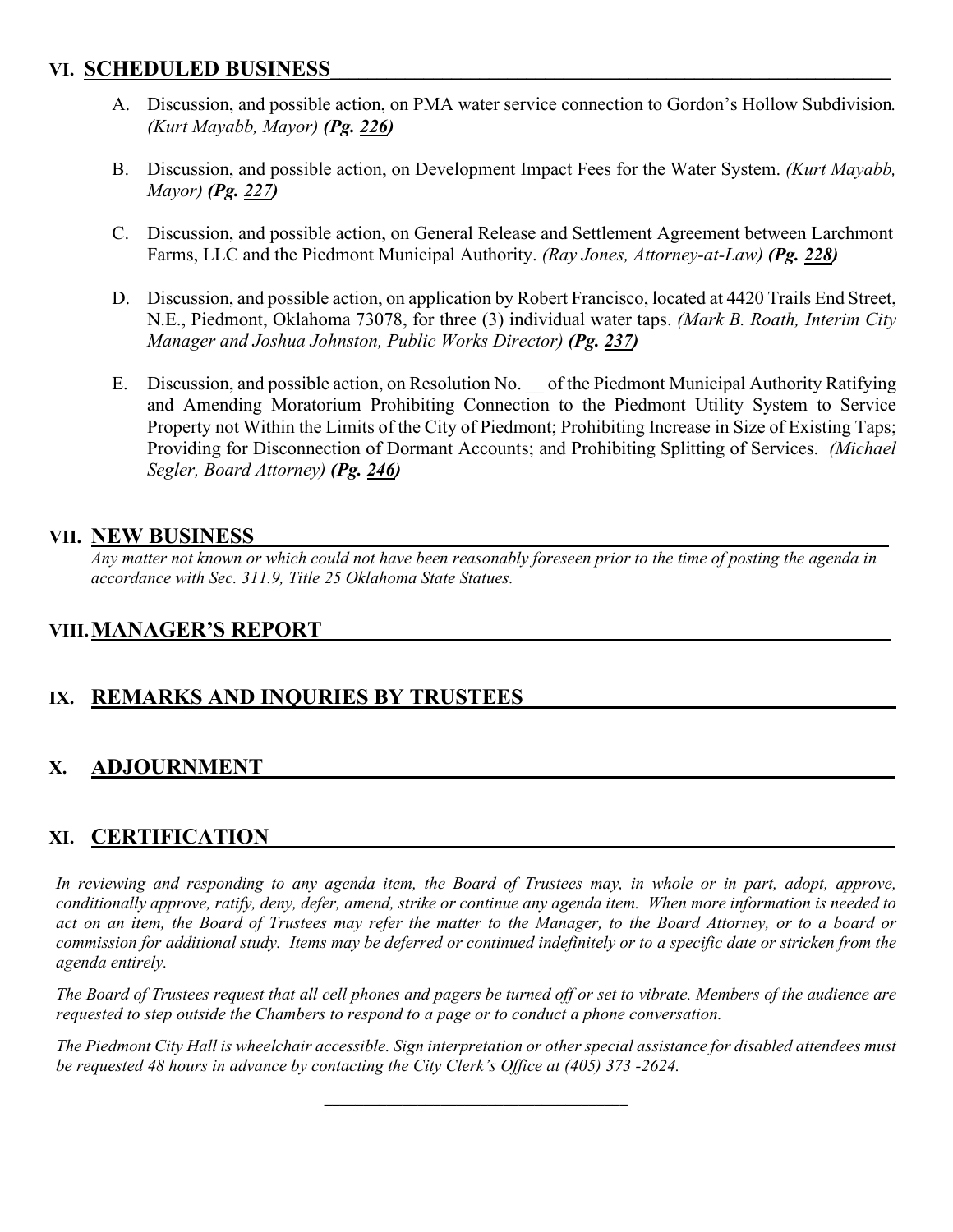## VI. SCHEDULED BUSINESS

A. Discussion, and possible action, on PMA water service connection to Gordon's Hollow Subdivision. *(Kurt Mayabb, Mayor)* ***(Pg. 226)***

B. Discussion, and possible action, on Development Impact Fees for the Water System. *(Kurt Mayabb, Mayor)* ***(Pg. 227)***

C. Discussion, and possible action, on General Release and Settlement Agreement between Larchmont Farms, LLC and the Piedmont Municipal Authority. *(Ray Jones, Attorney-at-Law)* ***(Pg. 228)***

D. Discussion, and possible action, on application by Robert Francisco, located at 4420 Trails End Street, N.E., Piedmont, Oklahoma 73078, for three (3) individual water taps. *(Mark B. Roath, Interim City Manager and Joshua Johnston, Public Works Director)* ***(Pg. 237)***

E. Discussion, and possible action, on Resolution No. __ of the Piedmont Municipal Authority Ratifying and Amending Moratorium Prohibiting Connection to the Piedmont Utility System to Service Property not Within the Limits of the City of Piedmont; Prohibiting Increase in Size of Existing Taps; Providing for Disconnection of Dormant Accounts; and Prohibiting Splitting of Services. *(Michael Segler, Board Attorney)* ***(Pg. 246)***

## VII. NEW BUSINESS

*Any matter not known or which could not have been reasonably foreseen prior to the time of posting the agenda in accordance with Sec. 311.9, Title 25 Oklahoma State Statues.*

## VIII. MANAGER'S REPORT

## IX. REMARKS AND INQURIES BY TRUSTEES

## X. ADJOURNMENT

## XI. CERTIFICATION

*In reviewing and responding to any agenda item, the Board of Trustees may, in whole or in part, adopt, approve, conditionally approve, ratify, deny, defer, amend, strike or continue any agenda item. When more information is needed to act on an item, the Board of Trustees may refer the matter to the Manager, to the Board Attorney, or to a board or commission for additional study. Items may be deferred or continued indefinitely or to a specific date or stricken from the agenda entirely.*

*The Board of Trustees request that all cell phones and pagers be turned off or set to vibrate. Members of the audience are requested to step outside the Chambers to respond to a page or to conduct a phone conversation.*

*The Piedmont City Hall is wheelchair accessible. Sign interpretation or other special assistance for disabled attendees must be requested 48 hours in advance by contacting the City Clerk's Office at (405) 373 -2624.*

___________________________________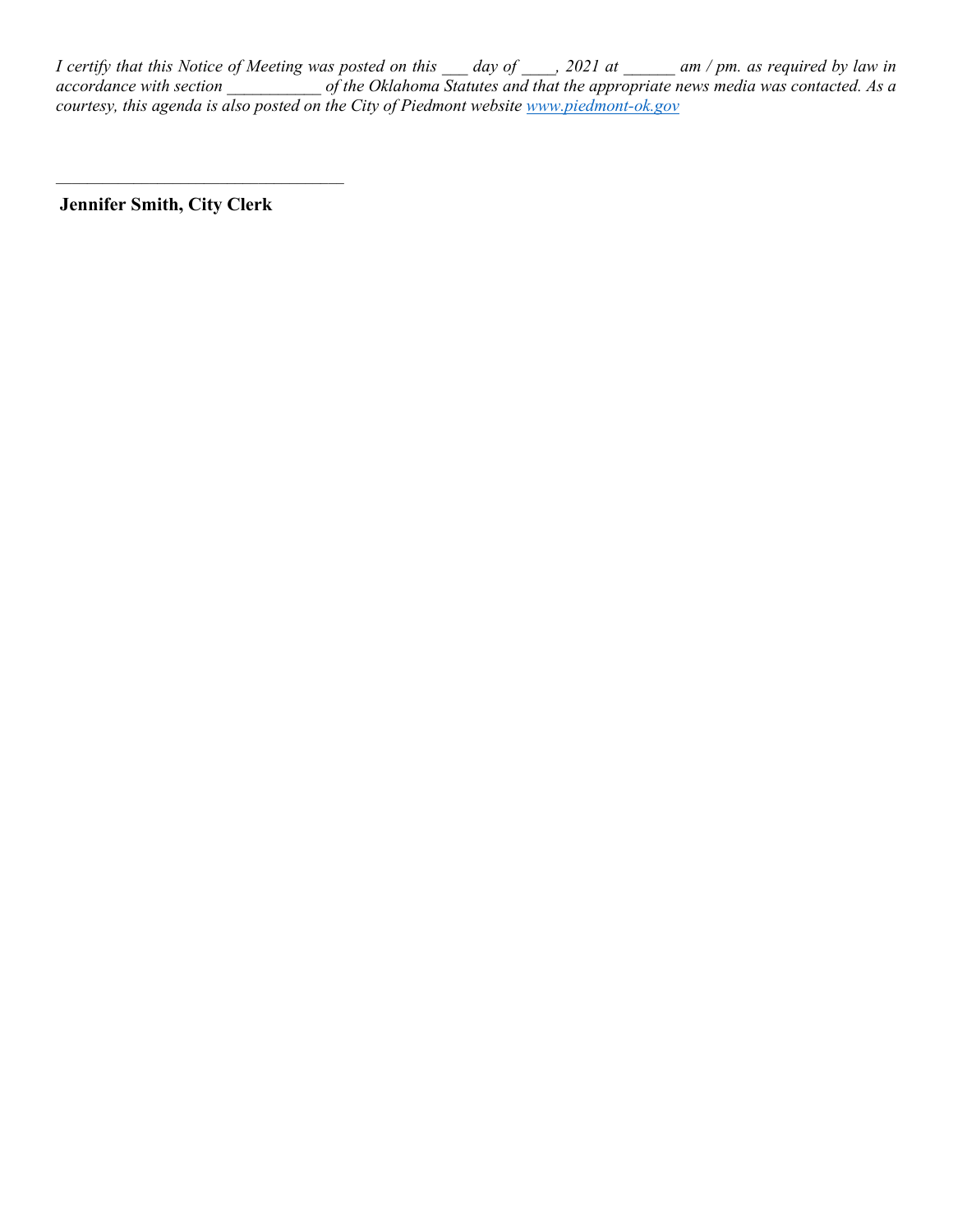*I certify that this Notice of Meeting was posted on this ___ day of ____, 2021 at ______ am / pm. as required by law in accordance with section ___________ of the Oklahoma Statutes and that the appropriate news media was contacted. As a courtesy, this agenda is also posted on the City of Piedmont website [www.piedmont-ok.gov](http://www.piedmont-ok.gov)*

_________________________________

**Jennifer Smith, City Clerk**